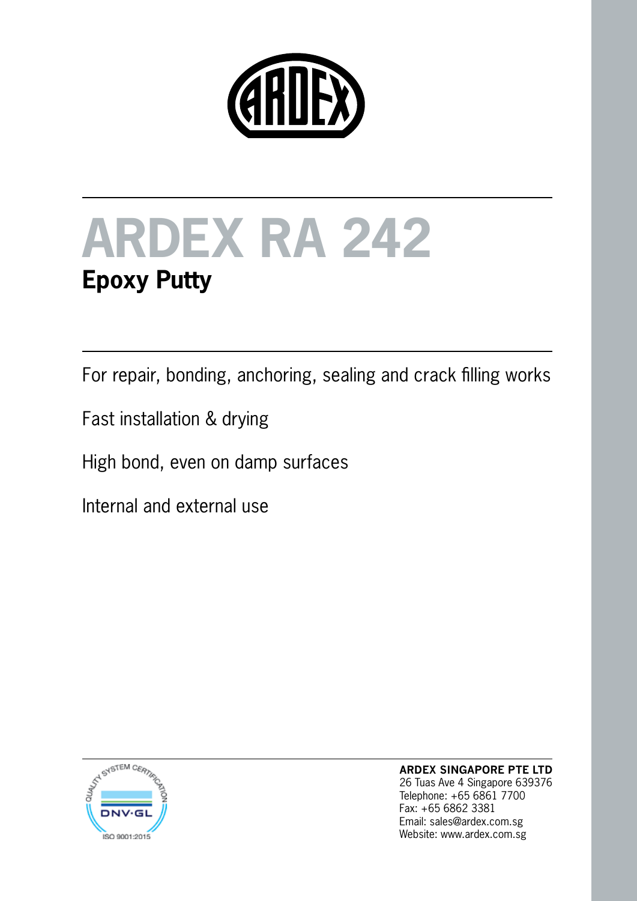# ARDEX RA 242

## Epoxy Putty

For repair, bonding, anchoring, sealing and crack filling works

Fast installation & drying

High bond, even on damp surfaces

Internal and external use

**ARDEX SINGAPORE PTE LTD**
26 Tuas Ave 4 Singapore 639376
Telephone: +65 6861 7700
Fax: +65 6862 3381
Email: sales@ardex.com.sg
Website: www.ardex.com.sg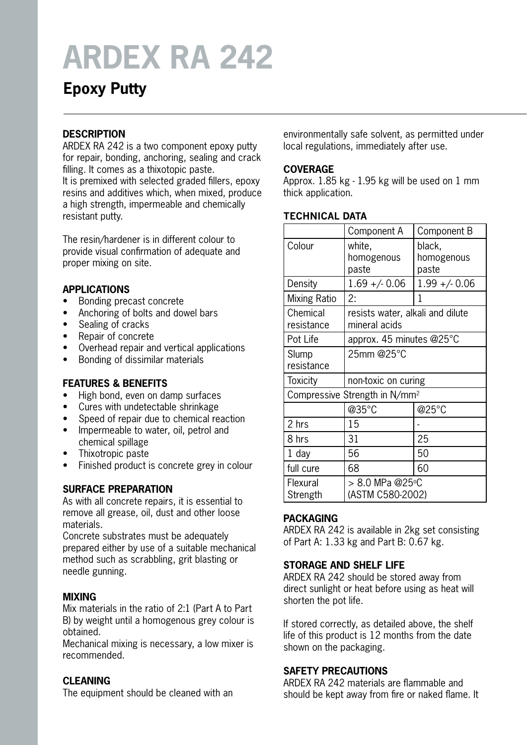# ARDEX RA 242

## Epoxy Putty

### DESCRIPTION

ARDEX RA 242 is a two component epoxy putty for repair, bonding, anchoring, sealing and crack filling. It comes as a thixotopic paste.
It is premixed with selected graded fillers, epoxy resins and additives which, when mixed, produce a high strength, impermeable and chemically resistant putty.

The resin/hardener is in different colour to provide visual confirmation of adequate and proper mixing on site.

### APPLICATIONS

- Bonding precast concrete
- Anchoring of bolts and dowel bars
- Sealing of cracks
- Repair of concrete
- Overhead repair and vertical applications
- Bonding of dissimilar materials

### FEATURES & BENEFITS

- High bond, even on damp surfaces
- Cures with undetectable shrinkage
- Speed of repair due to chemical reaction
- Impermeable to water, oil, petrol and chemical spillage
- Thixotropic paste
- Finished product is concrete grey in colour

### SURFACE PREPARATION

As with all concrete repairs, it is essential to remove all grease, oil, dust and other loose materials.
Concrete substrates must be adequately prepared either by use of a suitable mechanical method such as scrabbling, grit blasting or needle gunning.

### MIXING

Mix materials in the ratio of 2:1 (Part A to Part B) by weight until a homogenous grey colour is obtained.
Mechanical mixing is necessary, a low mixer is recommended.

### CLEANING

The equipment should be cleaned with an environmentally safe solvent, as permitted under local regulations, immediately after use.

### COVERAGE

Approx. 1.85 kg - 1.95 kg will be used on 1 mm thick application.

### TECHNICAL DATA

| | Component A | Component B |
|---|---|---|
| Colour | white, homogenous paste | black, homogenous paste |
| Density | 1.69 +/- 0.06 | 1.99 +/- 0.06 |
| Mixing Ratio | 2: | 1 |
| Chemical resistance | resists water, alkali and dilute mineral acids | |
| Pot Life | approx. 45 minutes @25°C | |
| Slump resistance | 25mm @25°C | |
| Toxicity | non-toxic on curing | |
| Compressive Strength in N/mm$^2$ | | |
| | @35°C | @25°C |
| 2 hrs | 15 | - |
| 8 hrs | 31 | 25 |
| 1 day | 56 | 50 |
| full cure | 68 | 60 |
| Flexural Strength | > 8.0 MPa @25°C (ASTM C580-2002) | |

### PACKAGING

ARDEX RA 242 is available in 2kg set consisting of Part A: 1.33 kg and Part B: 0.67 kg.

### STORAGE AND SHELF LIFE

ARDEX RA 242 should be stored away from direct sunlight or heat before using as heat will shorten the pot life.

If stored correctly, as detailed above, the shelf life of this product is 12 months from the date shown on the packaging.

### SAFETY PRECAUTIONS

ARDEX RA 242 materials are flammable and should be kept away from fire or naked flame. It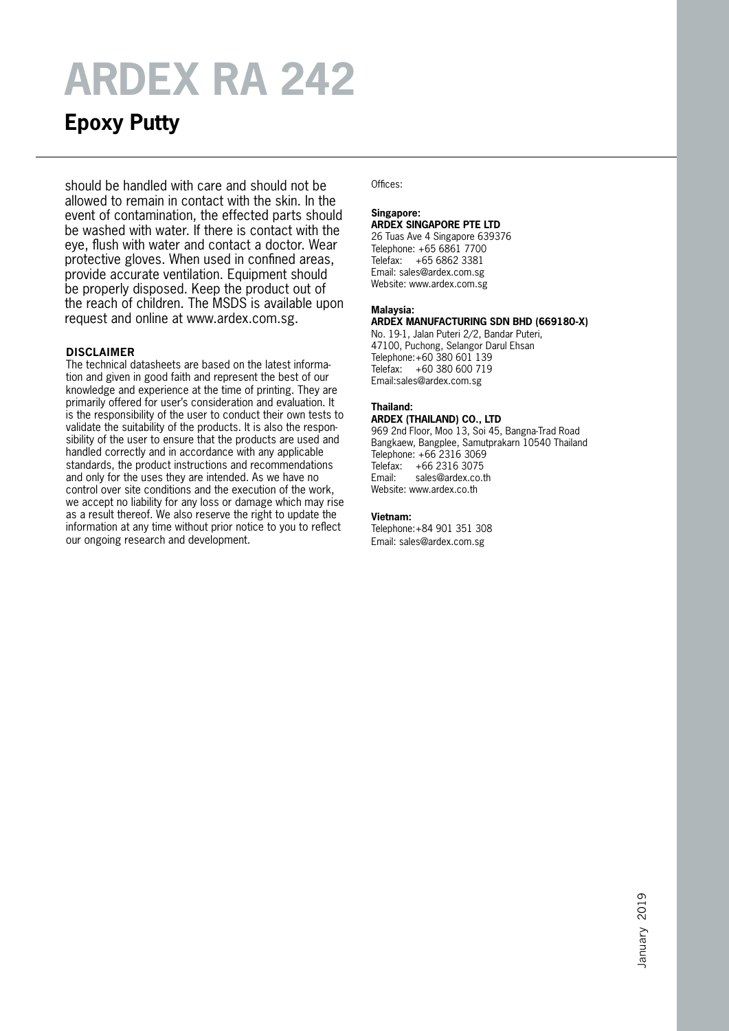# ARDEX RA 242

## Epoxy Putty

should be handled with care and should not be allowed to remain in contact with the skin. In the event of contamination, the effected parts should be washed with water. If there is contact with the eye, flush with water and contact a doctor. Wear protective gloves. When used in confined areas, provide accurate ventilation. Equipment should be properly disposed. Keep the product out of the reach of children. The MSDS is available upon request and online at www.ardex.com.sg.

**DISCLAIMER**

The technical datasheets are based on the latest information and given in good faith and represent the best of our knowledge and experience at the time of printing. They are primarily offered for user's consideration and evaluation. It is the responsibility of the user to conduct their own tests to validate the suitability of the products. It is also the responsibility of the user to ensure that the products are used and handled correctly and in accordance with any applicable standards, the product instructions and recommendations and only for the uses they are intended. As we have no control over site conditions and the execution of the work, we accept no liability for any loss or damage which may rise as a result thereof. We also reserve the right to update the information at any time without prior notice to you to reflect our ongoing research and development.

Offices:

**Singapore:**
**ARDEX SINGAPORE PTE LTD**
26 Tuas Ave 4 Singapore 639376
Telephone: +65 6861 7700
Telefax: +65 6862 3381
Email: sales@ardex.com.sg
Website: www.ardex.com.sg

**Malaysia:**
**ARDEX MANUFACTURING SDN BHD (669180-X)**
No. 19-1, Jalan Puteri 2/2, Bandar Puteri,
47100, Puchong, Selangor Darul Ehsan
Telephone:+60 380 601 139
Telefax: +60 380 600 719
Email:sales@ardex.com.sg

**Thailand:**
**ARDEX (THAILAND) CO., LTD**
969 2nd Floor, Moo 13, Soi 45, Bangna-Trad Road
Bangkaew, Bangplee, Samutprakarn 10540 Thailand
Telephone: +66 2316 3069
Telefax: +66 2316 3075
Email: sales@ardex.co.th
Website: www.ardex.co.th

**Vietnam:**
Telephone:+84 901 351 308
Email: sales@ardex.com.sg

January 2019